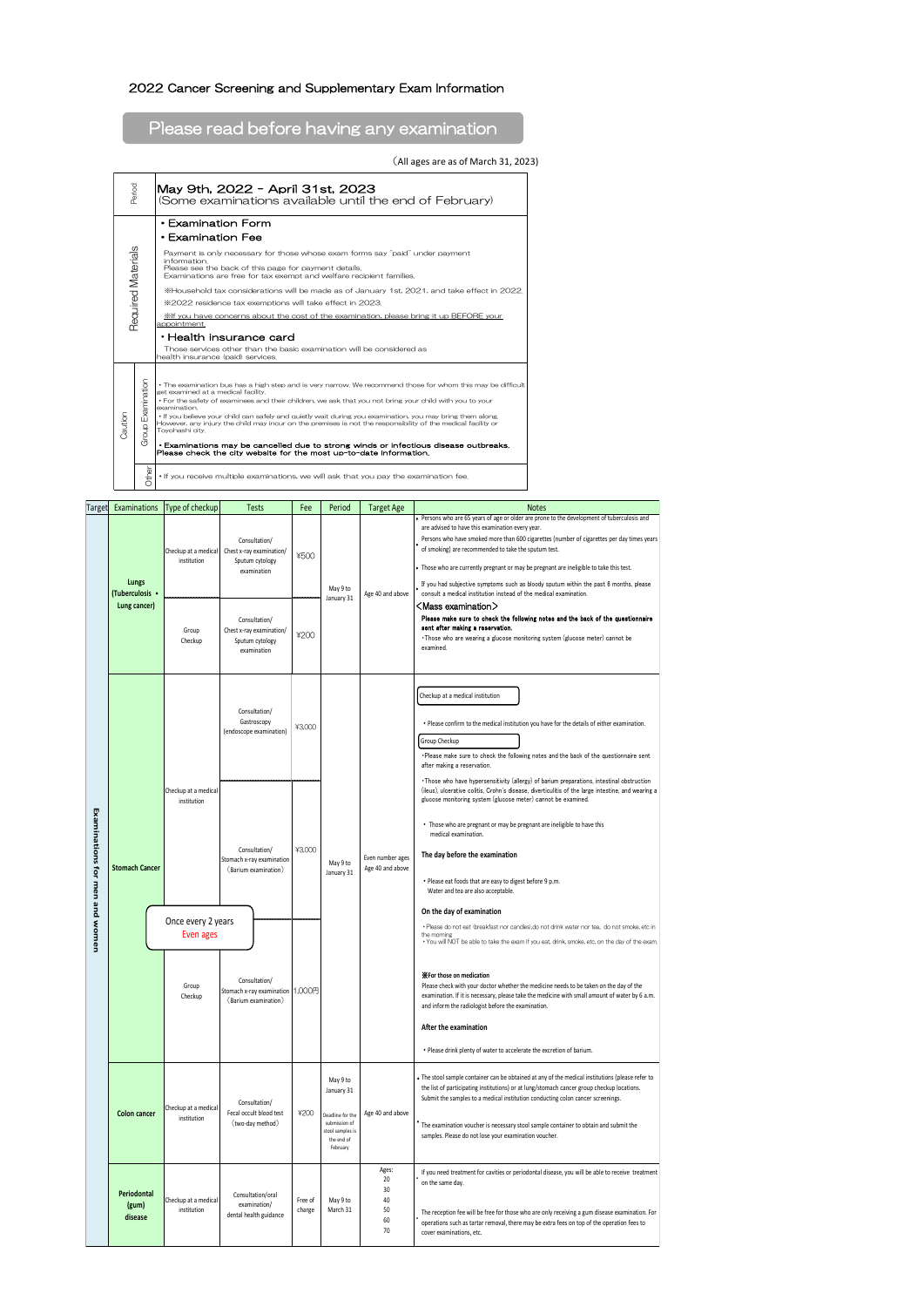2022 Cancer Screening and Supplementary Exam Information

## Please read before having any examination

(All ages are as of March 31, 2023)

| | | |
|---|---|---|
| Period | | **May 9th, 2022 - April 31st, 2023**<br>(Some examinations available until the end of February) |
| Required Materials | | **・Examination Form**<br>**・Examination Fee**<br>Payment is only necessary for those whose exam forms say "paid" under payment information.<br>Please see the back of this page for payment details.<br>Examinations are free for tax exempt and welfare recipient families.<br>※Household tax considerations will be made as of January 1st, 2021, and take effect in 2022.<br>※2022 residence tax exemptions will take effect in 2023.<br>※If you have concerns about the cost of the examination, please bring it up BEFORE your appointment.<br>**・Health insurance card**<br>Those services other than the basic examination will be considered as health insurance (paid) services. |
| Caution | Group Examination | ・The examination bus has a high step and is very narrow. We recommend those for whom this may be difficult get examined at a medical facility.<br>・For the safety of examinees and their children, we ask that you not bring your child with you to your examination.<br>・If you believe your child can safely and quietly wait during you examination, you may bring them along. However, any injury the child may incur on the premises is not the responsibility of the medical facility or Toyohashi city.<br>**・Examinations may be cancelled due to strong winds or infectious disease outbreaks. Please check the city website for the most up-to-date information.** |
| | Other | ・If you receive multiple examinations, we will ask that you pay the examination fee. |

| Target | Examinations | Type of checkup | Tests | Fee | Period | Target Age | Notes |
|---|---|---|---|---|---|---|---|
| Examinations for men and women | Lungs (Tuberculosis・Lung cancer) | Checkup at a medical institution | Consultation/ Chest x-ray examination/ Sputum cytology examination | ¥500 | May 9 to January 31 | Age 40 and above | ・Persons who are 65 years of age or older are prone to the development of tuberculosis and are advised to have this examination every year.<br>・Persons who have smoked more than 600 cigarettes (number of cigarettes per day times years of smoking) are recommended to take the sputum test.<br>・Those who are currently pregnant or may be pregnant are ineligible to take this test.<br>・If you had subjective symptoms such as bloody sputum within the past 6 months, please consult a medical institution instead of the medical examination. |
| | | Group Checkup | Consultation/ Chest x-ray examination/ Sputum cytology examination | ¥200 | | | <Mass examination><br>**Please make sure to check the following notes and the back of the questionnaire sent after making a reservation.**<br>・Those who are wearing a glucose monitoring system (glucose meter) cannot be examined. |
| | Stomach Cancer | Checkup at a medical institution | Consultation/ Gastroscopy (endoscope examination) | ¥3,000 | May 9 to January 31 | Even number ages Age 40 and above | Checkup at a medical institution<br>・Please confirm to the medical institution you have for the details of either examination. |
| | | | Consultation/ Stomach x-ray examination (Barium examination) | ¥3,000 | | | Group Checkup<br>・Please make sure to check the following notes and the back of the questionnaire sent after making a reservation.<br>・Those who have hypersensitivity (allergy) of barium preparations, intestinal obstruction (ileus), ulcerative colitis, Crohn's disease, diverticulitis of the large intestine, and wearing a glucose monitoring system (glucose meter) cannot be examined.<br>・Those who are pregnant or may be pregnant are ineligible to have this medical examination.<br>**The day before the examination**<br>・Please eat foods that are easy to digest before 9 p.m. Water and tea are also acceptable.<br>**On the day of examination**<br>・Please do not eat (breakfast nor candies),do not drink water nor tea, do not smoke, etc in the morning.<br>・You will NOT be able to take the exam if you eat, drink, smoke, etc. on the day of the exam. |
| | | Once every 2 years Even ages<br>Group Checkup | Consultation/ Stomach x-ray examination (Barium examination) | 1,000円 | | | **※For those on medication**<br>Please check with your doctor whether the medicine needs to be taken on the day of the examination. If it is necessary, please take the medicine with small amount of water by 6 a.m. and inform the radiologist before the examination.<br>**After the examination**<br>・Please drink plenty of water to accelerate the excretion of barium. |
| | Colon cancer | Checkup at a medical institution | Consultation/ Fecal occult blood test (two-day method) | ¥200 | May 9 to January 31<br>Deadline for the submission of stool samples is the end of February | Age 40 and above | ・The stool sample container can be obtained at any of the medical institutions (please refer to the list of participating institutions) or at lung/stomach cancer group checkup locations. Submit the samples to a medical institution conducting colon cancer screenings.<br>・The examination voucher is necessary stool sample container to obtain and submit the samples. Please do not lose your examination voucher. |
| | Periodontal (gum) disease | Checkup at a medical institution | Consultation/oral examination/ dental health guidance | Free of charge | May 9 to March 31 | Ages: 20 30 40 50 60 70 | ・If you need treatment for cavities or periodontal disease, you will be able to receive treatment on the same day.<br>・The reception fee will be free for those who are only receiving a gum disease examination. For operations such as tartar removal, there may be extra fees on top of the operation fees to cover examinations, etc. |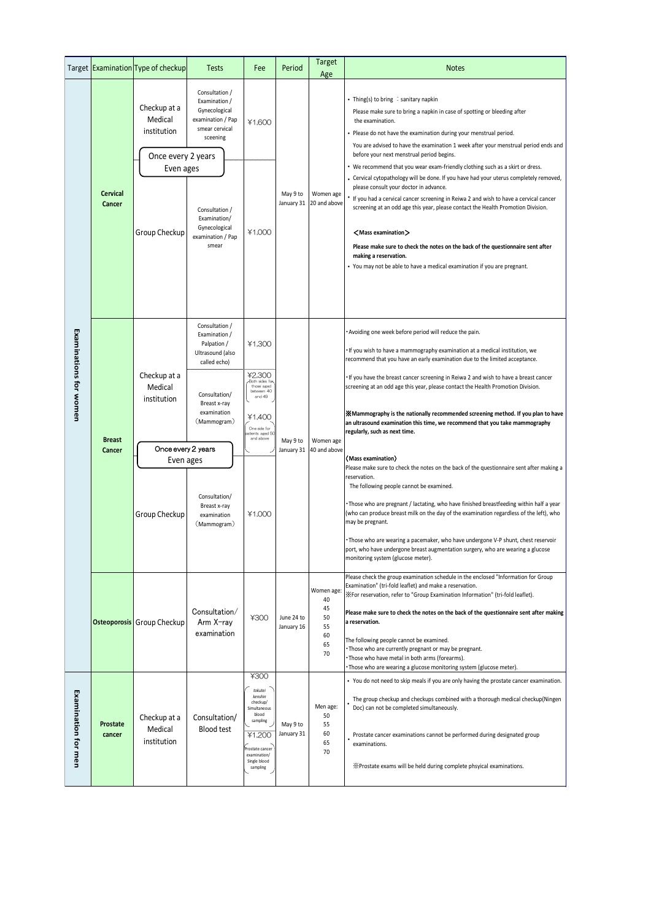| Target | Examination | Type of checkup | Tests | Fee | Period | Target Age | Notes |
|---|---|---|---|---|---|---|---|
| Examinations for women | Cervical Cancer | Checkup at a Medical institution | Consultation / Examination / Gynecological examination / Pap smear cervical sceening | ¥1,600 | May 9 to January 31 | Women age 20 and above | • Thing(s) to bring ：sanitary napkin<br>Please make sure to bring a napkin in case of spotting or bleeding after the examination.<br>• Please do not have the examination during your menstrual period.<br>You are advised to have the examination 1 week after your menstrual period ends and before your next menstrual period begins.<br>• We recommend that you wear exam-friendly clothing such as a skirt or dress.<br>• Cervical cytopathology will be done. If you have had your uterus completely removed, please consult your doctor in advance.<br>• If you had a cervical cancer screening in Reiwa 2 and wish to have a cervical cancer screening at an odd age this year, please contact the Health Promotion Division.<br><br>**＜Mass examination＞**<br>**Please make sure to check the notes on the back of the questionnaire sent after making a reservation.**<br>• You may not be able to have a medical examination if you are pregnant. |
| | | Once every 2 years<br>Even ages | | | | | |
| | | Group Checkup | Consultation / Examination/ Gynecological examination / Pap smear | ¥1,000 | | | |
| | Breast Cancer | Checkup at a Medical institution | Consultation / Examination / Palpation / Ultrasound (also called echo) | ¥1,300 | May 9 to January 31 | Women age 40 and above | ・Avoiding one week before period will reduce the pain.<br>・If you wish to have a mammography examination at a medical institution, we recommend that you have an early examination due to the limited acceptance.<br>・If you have the breast cancer screening in Reiwa 2 and wish to have a breast cancer screening at an odd age this year, please contact the Health Promotion Division.<br><br>**※Mammography is the nationally recommended screening method. If you plan to have an ultrasound examination this time, we recommend that you take mammography regularly, such as next time.**<br><br>〈Mass examination〉<br>Please make sure to check the notes on the back of the questionnaire sent after making a reservation.<br>The following people cannot be examined.<br>・Those who are pregnant / lactating, who have finished breastfeeding within half a year (who can produce breast milk on the day of the examination regardless of the left), who may be pregnant.<br>・Those who are wearing a pacemaker, who have undergone V-P shunt, chest reservoir port, who have undergone breast augmentation surgery, who are wearing a glucose monitoring system (glucose meter). |
| | | | Consultation/ Breast x-ray examination（Mammogram） | ¥2,300 (Both sides for those aged between 40 and 49)<br>¥1,400 (One side for patients aged 50 and above) | | | |
| | | Once every 2 years<br>Even ages | | | | | |
| | | Group Checkup | Consultation/ Breast x-ray examination（Mammogram） | ¥1,000 | | | |
| | Osteoporosis | Group Checkup | Consultation/ Arm X-ray examination | ¥300 | June 24 to January 16 | Women age: 40, 45, 50, 55, 60, 65, 70 | Please check the group examination schedule in the enclosed "Information for Group Examination" (tri-fold leaflet) and make a reservation.<br>※For reservation, refer to "Group Examination Information" (tri-fold leaflet).<br><br>**Please make sure to check the notes on the back of the questionnaire sent after making a reservation.**<br><br>The following people cannot be examined.<br>・Those who are currently pregnant or may be pregnant.<br>・Those who have metal in both arms (forearms).<br>・Those who are wearing a glucose monitoring system (glucose meter). |
| Examination for men | Prostate cancer | Checkup at a Medical institution | Consultation/ Blood test | ¥300 (*tokutei kenshin* checkup/ Simultaneous blood sampling)<br>¥1,200 (Prostate cancer examination/ Single blood sampling) | May 9 to January 31 | Men age: 50, 55, 60, 65, 70 | • You do not need to skip meals if you are only having the prostate cancer examination.<br>• The group checkup and checkups combined with a thorough medical checkup(Ningen Doc) can not be completed simultaneously.<br>• Prostate cancer examinations cannot be performed during designated group examinations.<br><br>※Prostate exams will be held during complete phsyical examinations. |